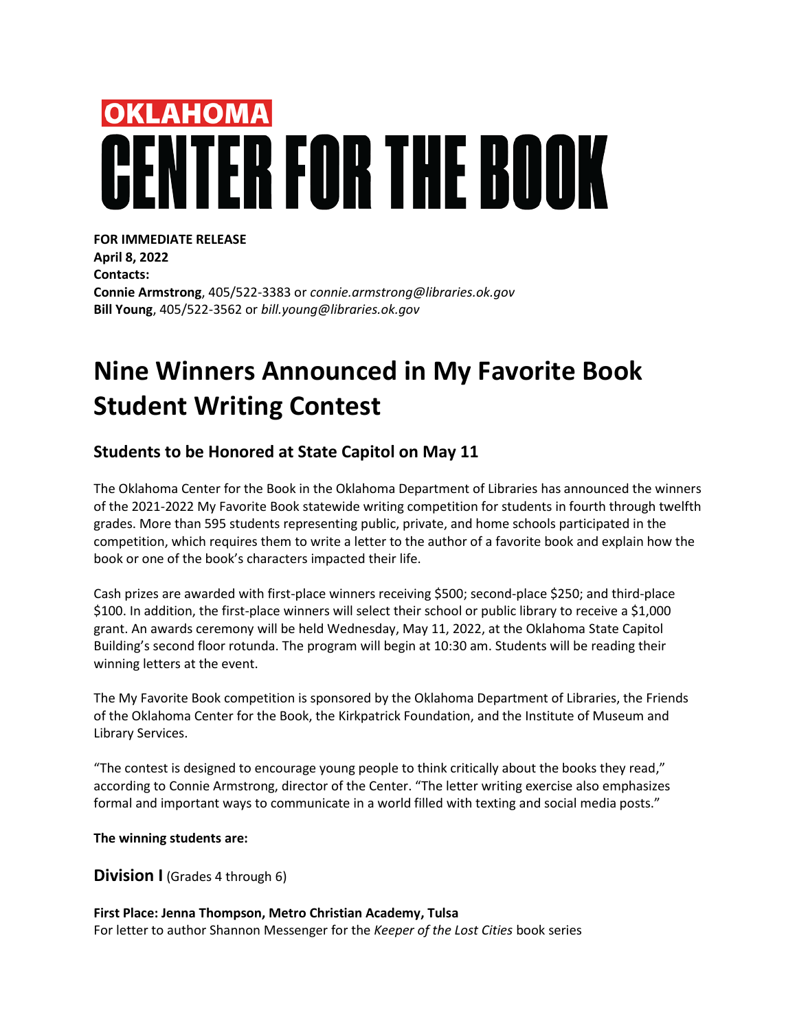# OKLAHOMA CENTER FOR THE BOOK

**FOR IMMEDIATE RELEASE**
**April 8, 2022**
**Contacts:**
**Connie Armstrong**, 405/522-3383 or *connie.armstrong@libraries.ok.gov*
**Bill Young**, 405/522-3562 or *bill.young@libraries.ok.gov*

# Nine Winners Announced in My Favorite Book Student Writing Contest

## Students to be Honored at State Capitol on May 11

The Oklahoma Center for the Book in the Oklahoma Department of Libraries has announced the winners of the 2021-2022 My Favorite Book statewide writing competition for students in fourth through twelfth grades. More than 595 students representing public, private, and home schools participated in the competition, which requires them to write a letter to the author of a favorite book and explain how the book or one of the book's characters impacted their life.

Cash prizes are awarded with first-place winners receiving $500; second-place $250; and third-place $100. In addition, the first-place winners will select their school or public library to receive a $1,000 grant. An awards ceremony will be held Wednesday, May 11, 2022, at the Oklahoma State Capitol Building's second floor rotunda. The program will begin at 10:30 am. Students will be reading their winning letters at the event.

The My Favorite Book competition is sponsored by the Oklahoma Department of Libraries, the Friends of the Oklahoma Center for the Book, the Kirkpatrick Foundation, and the Institute of Museum and Library Services.

"The contest is designed to encourage young people to think critically about the books they read," according to Connie Armstrong, director of the Center. "The letter writing exercise also emphasizes formal and important ways to communicate in a world filled with texting and social media posts."

**The winning students are:**

### Division I (Grades 4 through 6)

**First Place: Jenna Thompson, Metro Christian Academy, Tulsa**
For letter to author Shannon Messenger for the *Keeper of the Lost Cities* book series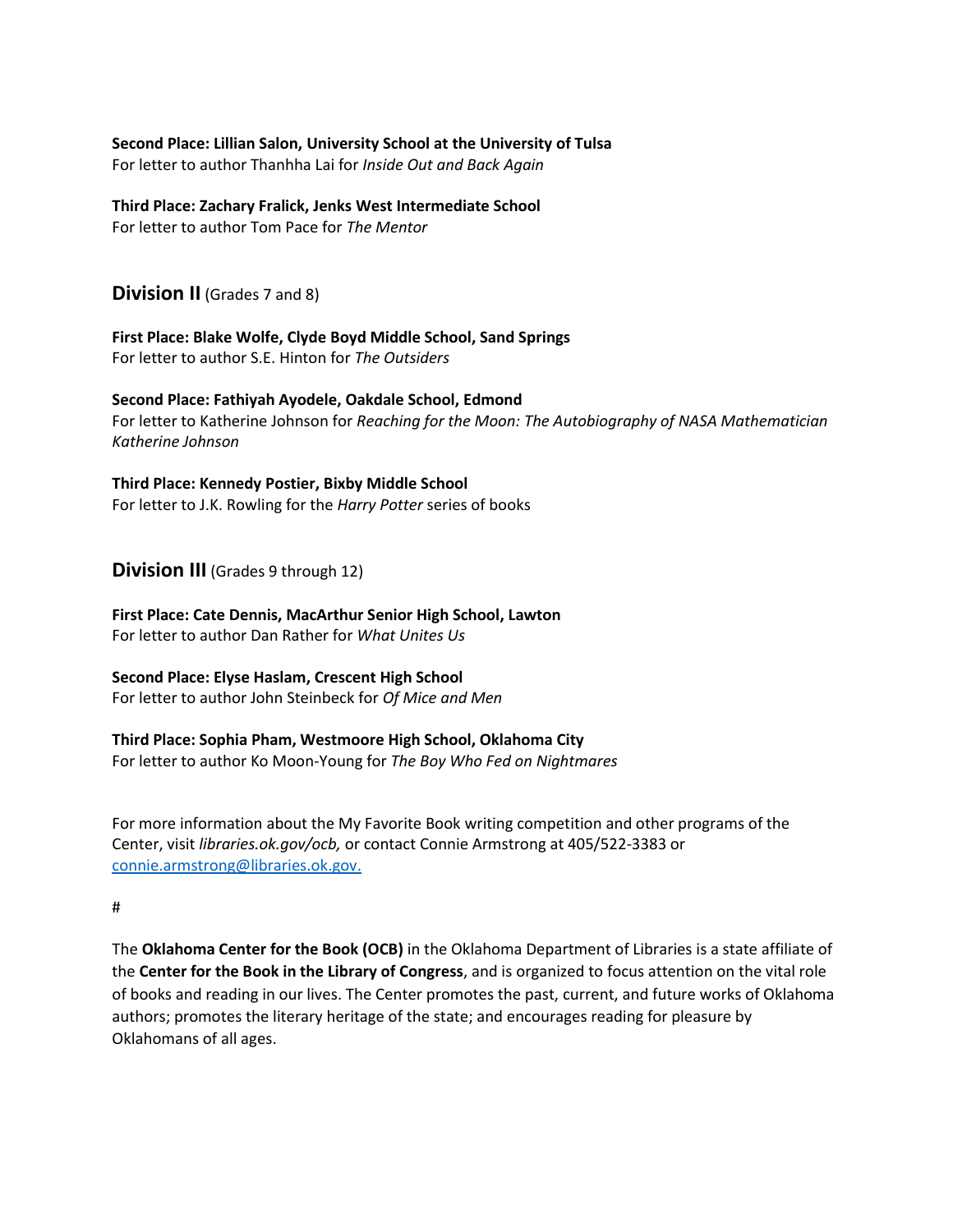**Second Place: Lillian Salon, University School at the University of Tulsa**
For letter to author Thanhha Lai for *Inside Out and Back Again*

**Third Place: Zachary Fralick, Jenks West Intermediate School**
For letter to author Tom Pace for *The Mentor*

## **Division II** (Grades 7 and 8)

**First Place: Blake Wolfe, Clyde Boyd Middle School, Sand Springs**
For letter to author S.E. Hinton for *The Outsiders*

**Second Place: Fathiyah Ayodele, Oakdale School, Edmond**
For letter to Katherine Johnson for *Reaching for the Moon: The Autobiography of NASA Mathematician Katherine Johnson*

**Third Place: Kennedy Postier, Bixby Middle School**
For letter to J.K. Rowling for the *Harry Potter* series of books

## **Division III** (Grades 9 through 12)

**First Place: Cate Dennis, MacArthur Senior High School, Lawton**
For letter to author Dan Rather for *What Unites Us*

**Second Place: Elyse Haslam, Crescent High School**
For letter to author John Steinbeck for *Of Mice and Men*

**Third Place: Sophia Pham, Westmoore High School, Oklahoma City**
For letter to author Ko Moon-Young for *The Boy Who Fed on Nightmares*

For more information about the My Favorite Book writing competition and other programs of the Center, visit *libraries.ok.gov/ocb,* or contact Connie Armstrong at 405/522-3383 or connie.armstrong@libraries.ok.gov.

#

The **Oklahoma Center for the Book (OCB)** in the Oklahoma Department of Libraries is a state affiliate of the **Center for the Book in the Library of Congress**, and is organized to focus attention on the vital role of books and reading in our lives. The Center promotes the past, current, and future works of Oklahoma authors; promotes the literary heritage of the state; and encourages reading for pleasure by Oklahomans of all ages.